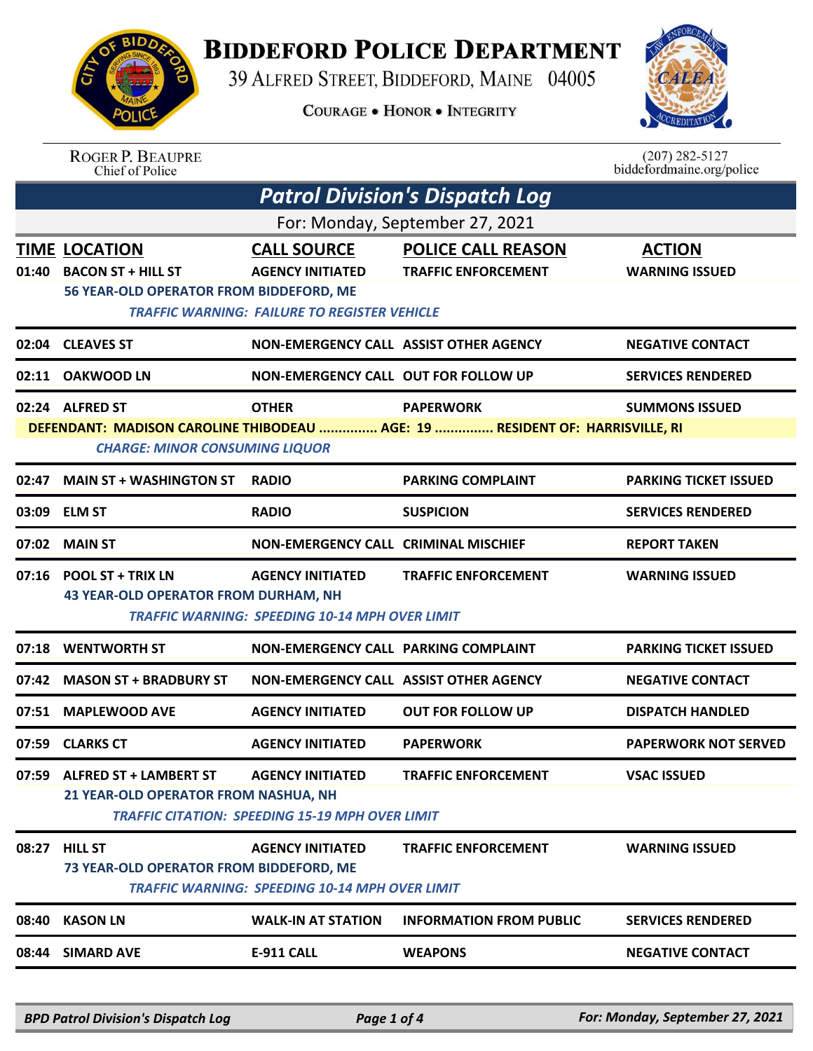# BIDDEFORD POLICE DEPARTMENT

39 ALFRED STREET, BIDDEFORD, MAINE 04005

COURAGE • HONOR • INTEGRITY

ROGER P. BEAUPRE
Chief of Police

(207) 282-5127
biddefordmaine.org/police

## *Patrol Division's Dispatch Log*

For: Monday, September 27, 2021

| TIME | LOCATION | CALL SOURCE | POLICE CALL REASON | ACTION |
|---|---|---|---|---|
| 01:40 | BACON ST + HILL ST | AGENCY INITIATED | TRAFFIC ENFORCEMENT | WARNING ISSUED |
| | 56 YEAR-OLD OPERATOR FROM BIDDEFORD, ME | | | |
| | *TRAFFIC WARNING: FAILURE TO REGISTER VEHICLE* | | | |
| 02:04 | CLEAVES ST | NON-EMERGENCY CALL | ASSIST OTHER AGENCY | NEGATIVE CONTACT |
| 02:11 | OAKWOOD LN | NON-EMERGENCY CALL | OUT FOR FOLLOW UP | SERVICES RENDERED |
| 02:24 | ALFRED ST | OTHER | PAPERWORK | SUMMONS ISSUED |
| | DEFENDANT: MADISON CAROLINE THIBODEAU ............... AGE: 19 ............... RESIDENT OF: HARRISVILLE, RI | | | |
| | *CHARGE: MINOR CONSUMING LIQUOR* | | | |
| 02:47 | MAIN ST + WASHINGTON ST | RADIO | PARKING COMPLAINT | PARKING TICKET ISSUED |
| 03:09 | ELM ST | RADIO | SUSPICION | SERVICES RENDERED |
| 07:02 | MAIN ST | NON-EMERGENCY CALL | CRIMINAL MISCHIEF | REPORT TAKEN |
| 07:16 | POOL ST + TRIX LN | AGENCY INITIATED | TRAFFIC ENFORCEMENT | WARNING ISSUED |
| | 43 YEAR-OLD OPERATOR FROM DURHAM, NH | | | |
| | *TRAFFIC WARNING: SPEEDING 10-14 MPH OVER LIMIT* | | | |
| 07:18 | WENTWORTH ST | NON-EMERGENCY CALL | PARKING COMPLAINT | PARKING TICKET ISSUED |
| 07:42 | MASON ST + BRADBURY ST | NON-EMERGENCY CALL | ASSIST OTHER AGENCY | NEGATIVE CONTACT |
| 07:51 | MAPLEWOOD AVE | AGENCY INITIATED | OUT FOR FOLLOW UP | DISPATCH HANDLED |
| 07:59 | CLARKS CT | AGENCY INITIATED | PAPERWORK | PAPERWORK NOT SERVED |
| 07:59 | ALFRED ST + LAMBERT ST | AGENCY INITIATED | TRAFFIC ENFORCEMENT | VSAC ISSUED |
| | 21 YEAR-OLD OPERATOR FROM NASHUA, NH | | | |
| | *TRAFFIC CITATION: SPEEDING 15-19 MPH OVER LIMIT* | | | |
| 08:27 | HILL ST | AGENCY INITIATED | TRAFFIC ENFORCEMENT | WARNING ISSUED |
| | 73 YEAR-OLD OPERATOR FROM BIDDEFORD, ME | | | |
| | *TRAFFIC WARNING: SPEEDING 10-14 MPH OVER LIMIT* | | | |
| 08:40 | KASON LN | WALK-IN AT STATION | INFORMATION FROM PUBLIC | SERVICES RENDERED |
| 08:44 | SIMARD AVE | E-911 CALL | WEAPONS | NEGATIVE CONTACT |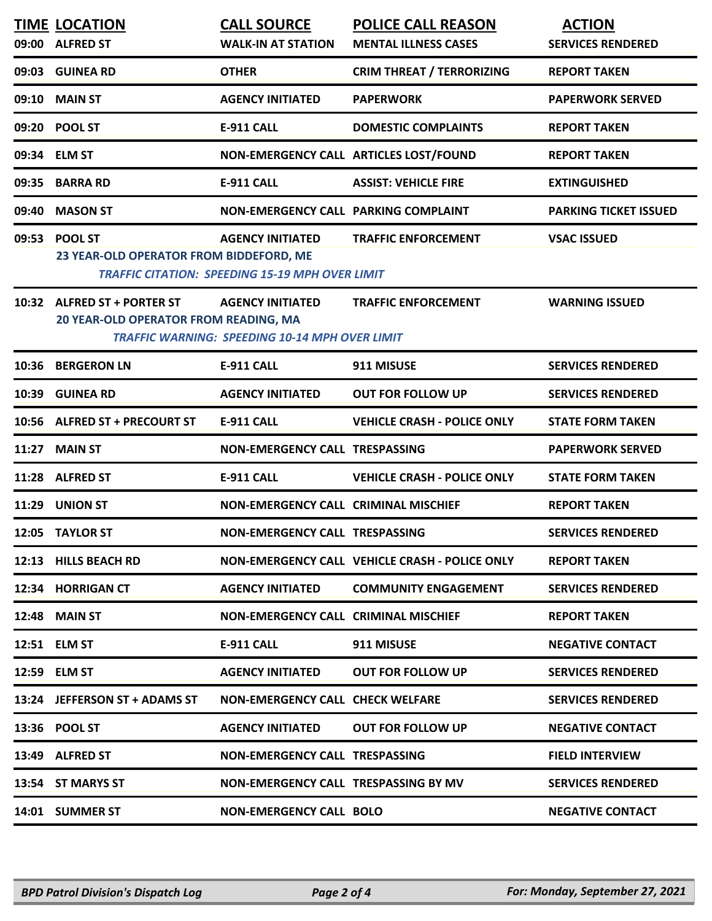| TIME | LOCATION | CALL SOURCE | POLICE CALL REASON | ACTION |
|---|---|---|---|---|
| 09:00 | ALFRED ST | WALK-IN AT STATION | MENTAL ILLNESS CASES | SERVICES RENDERED |
| 09:03 | GUINEA RD | OTHER | CRIM THREAT / TERRORIZING | REPORT TAKEN |
| 09:10 | MAIN ST | AGENCY INITIATED | PAPERWORK | PAPERWORK SERVED |
| 09:20 | POOL ST | E-911 CALL | DOMESTIC COMPLAINTS | REPORT TAKEN |
| 09:34 | ELM ST | NON-EMERGENCY CALL | ARTICLES LOST/FOUND | REPORT TAKEN |
| 09:35 | BARRA RD | E-911 CALL | ASSIST: VEHICLE FIRE | EXTINGUISHED |
| 09:40 | MASON ST | NON-EMERGENCY CALL | PARKING COMPLAINT | PARKING TICKET ISSUED |
| 09:53 | POOL ST | AGENCY INITIATED | TRAFFIC ENFORCEMENT | VSAC ISSUED |
| | 23 YEAR-OLD OPERATOR FROM BIDDEFORD, ME | *TRAFFIC CITATION: SPEEDING 15-19 MPH OVER LIMIT* | | |
| 10:32 | ALFRED ST + PORTER ST | AGENCY INITIATED | TRAFFIC ENFORCEMENT | WARNING ISSUED |
| | 20 YEAR-OLD OPERATOR FROM READING, MA | *TRAFFIC WARNING: SPEEDING 10-14 MPH OVER LIMIT* | | |
| 10:36 | BERGERON LN | E-911 CALL | 911 MISUSE | SERVICES RENDERED |
| 10:39 | GUINEA RD | AGENCY INITIATED | OUT FOR FOLLOW UP | SERVICES RENDERED |
| 10:56 | ALFRED ST + PRECOURT ST | E-911 CALL | VEHICLE CRASH - POLICE ONLY | STATE FORM TAKEN |
| 11:27 | MAIN ST | NON-EMERGENCY CALL | TRESPASSING | PAPERWORK SERVED |
| 11:28 | ALFRED ST | E-911 CALL | VEHICLE CRASH - POLICE ONLY | STATE FORM TAKEN |
| 11:29 | UNION ST | NON-EMERGENCY CALL | CRIMINAL MISCHIEF | REPORT TAKEN |
| 12:05 | TAYLOR ST | NON-EMERGENCY CALL | TRESPASSING | SERVICES RENDERED |
| 12:13 | HILLS BEACH RD | NON-EMERGENCY CALL | VEHICLE CRASH - POLICE ONLY | REPORT TAKEN |
| 12:34 | HORRIGAN CT | AGENCY INITIATED | COMMUNITY ENGAGEMENT | SERVICES RENDERED |
| 12:48 | MAIN ST | NON-EMERGENCY CALL | CRIMINAL MISCHIEF | REPORT TAKEN |
| 12:51 | ELM ST | E-911 CALL | 911 MISUSE | NEGATIVE CONTACT |
| 12:59 | ELM ST | AGENCY INITIATED | OUT FOR FOLLOW UP | SERVICES RENDERED |
| 13:24 | JEFFERSON ST + ADAMS ST | NON-EMERGENCY CALL | CHECK WELFARE | SERVICES RENDERED |
| 13:36 | POOL ST | AGENCY INITIATED | OUT FOR FOLLOW UP | NEGATIVE CONTACT |
| 13:49 | ALFRED ST | NON-EMERGENCY CALL | TRESPASSING | FIELD INTERVIEW |
| 13:54 | ST MARYS ST | NON-EMERGENCY CALL | TRESPASSING BY MV | SERVICES RENDERED |
| 14:01 | SUMMER ST | NON-EMERGENCY CALL | BOLO | NEGATIVE CONTACT |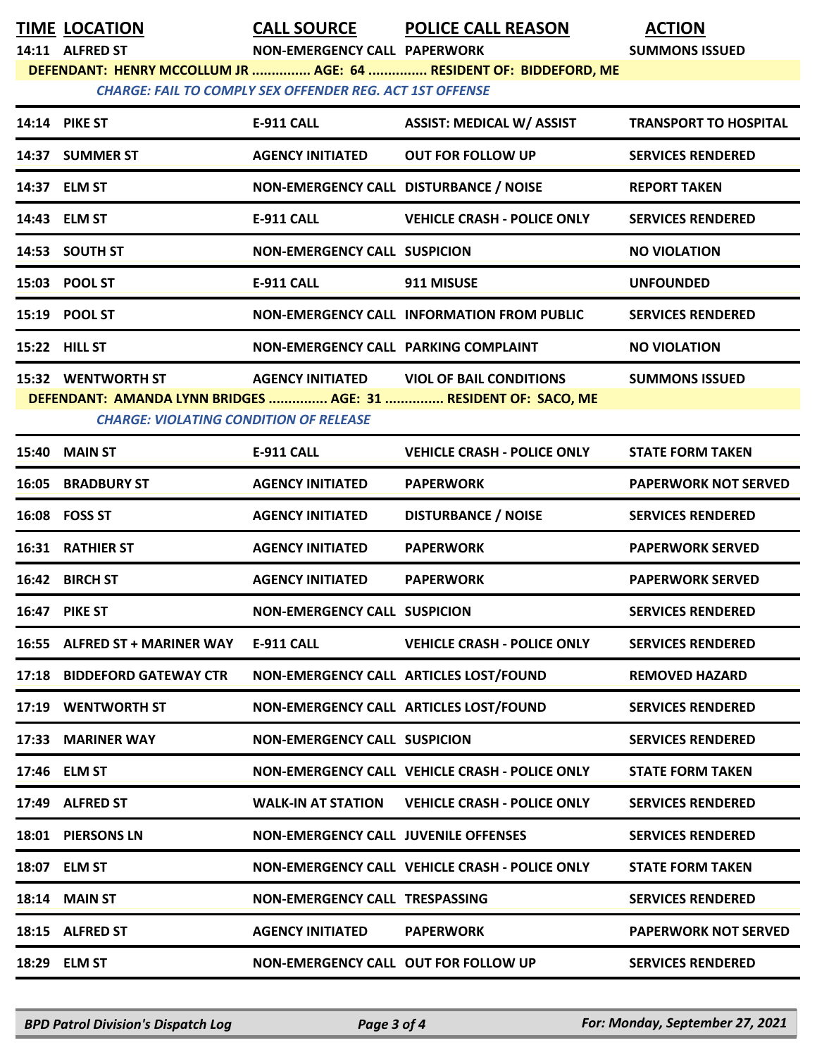| TIME | LOCATION | CALL SOURCE | POLICE CALL REASON | ACTION |
|---|---|---|---|---|
| 14:11 | ALFRED ST | NON-EMERGENCY CALL | PAPERWORK | SUMMONS ISSUED |
| DEFENDANT: HENRY MCCOLLUM JR ............... AGE: 64 ............... RESIDENT OF: BIDDEFORD, ME | | | | |
| *CHARGE: FAIL TO COMPLY SEX OFFENDER REG. ACT 1ST OFFENSE* | | | | |
| 14:14 | PIKE ST | E-911 CALL | ASSIST: MEDICAL W/ ASSIST | TRANSPORT TO HOSPITAL |
| 14:37 | SUMMER ST | AGENCY INITIATED | OUT FOR FOLLOW UP | SERVICES RENDERED |
| 14:37 | ELM ST | NON-EMERGENCY CALL | DISTURBANCE / NOISE | REPORT TAKEN |
| 14:43 | ELM ST | E-911 CALL | VEHICLE CRASH - POLICE ONLY | SERVICES RENDERED |
| 14:53 | SOUTH ST | NON-EMERGENCY CALL | SUSPICION | NO VIOLATION |
| 15:03 | POOL ST | E-911 CALL | 911 MISUSE | UNFOUNDED |
| 15:19 | POOL ST | NON-EMERGENCY CALL | INFORMATION FROM PUBLIC | SERVICES RENDERED |
| 15:22 | HILL ST | NON-EMERGENCY CALL | PARKING COMPLAINT | NO VIOLATION |
| 15:32 | WENTWORTH ST | AGENCY INITIATED | VIOL OF BAIL CONDITIONS | SUMMONS ISSUED |
| DEFENDANT: AMANDA LYNN BRIDGES ............... AGE: 31 ............... RESIDENT OF: SACO, ME | | | | |
| *CHARGE: VIOLATING CONDITION OF RELEASE* | | | | |
| 15:40 | MAIN ST | E-911 CALL | VEHICLE CRASH - POLICE ONLY | STATE FORM TAKEN |
| 16:05 | BRADBURY ST | AGENCY INITIATED | PAPERWORK | PAPERWORK NOT SERVED |
| 16:08 | FOSS ST | AGENCY INITIATED | DISTURBANCE / NOISE | SERVICES RENDERED |
| 16:31 | RATHIER ST | AGENCY INITIATED | PAPERWORK | PAPERWORK SERVED |
| 16:42 | BIRCH ST | AGENCY INITIATED | PAPERWORK | PAPERWORK SERVED |
| 16:47 | PIKE ST | NON-EMERGENCY CALL | SUSPICION | SERVICES RENDERED |
| 16:55 | ALFRED ST + MARINER WAY | E-911 CALL | VEHICLE CRASH - POLICE ONLY | SERVICES RENDERED |
| 17:18 | BIDDEFORD GATEWAY CTR | NON-EMERGENCY CALL | ARTICLES LOST/FOUND | REMOVED HAZARD |
| 17:19 | WENTWORTH ST | NON-EMERGENCY CALL | ARTICLES LOST/FOUND | SERVICES RENDERED |
| 17:33 | MARINER WAY | NON-EMERGENCY CALL | SUSPICION | SERVICES RENDERED |
| 17:46 | ELM ST | NON-EMERGENCY CALL | VEHICLE CRASH - POLICE ONLY | STATE FORM TAKEN |
| 17:49 | ALFRED ST | WALK-IN AT STATION | VEHICLE CRASH - POLICE ONLY | SERVICES RENDERED |
| 18:01 | PIERSONS LN | NON-EMERGENCY CALL | JUVENILE OFFENSES | SERVICES RENDERED |
| 18:07 | ELM ST | NON-EMERGENCY CALL | VEHICLE CRASH - POLICE ONLY | STATE FORM TAKEN |
| 18:14 | MAIN ST | NON-EMERGENCY CALL | TRESPASSING | SERVICES RENDERED |
| 18:15 | ALFRED ST | AGENCY INITIATED | PAPERWORK | PAPERWORK NOT SERVED |
| 18:29 | ELM ST | NON-EMERGENCY CALL | OUT FOR FOLLOW UP | SERVICES RENDERED |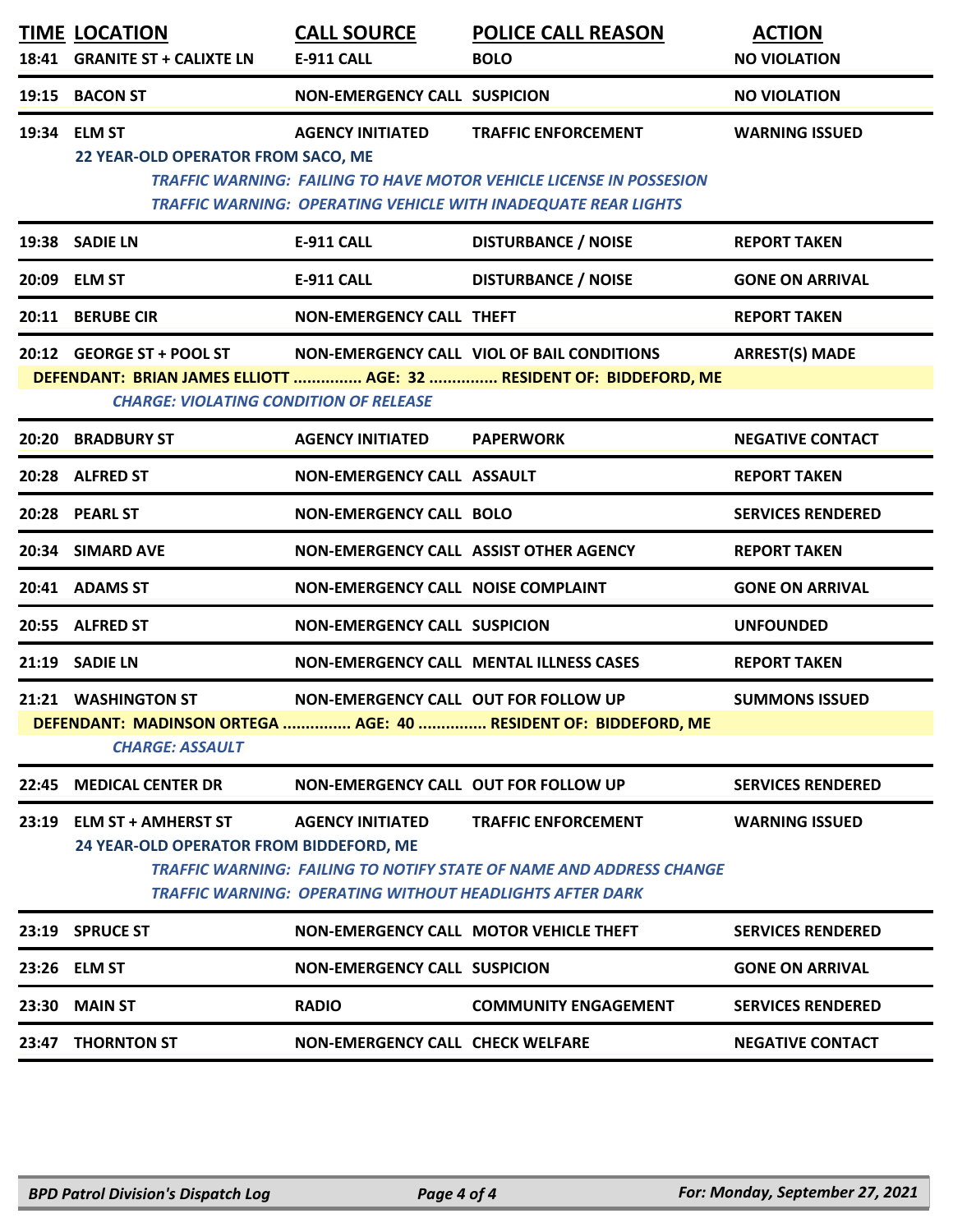| TIME | LOCATION | CALL SOURCE | POLICE CALL REASON | ACTION |
|---|---|---|---|---|
| 18:41 | GRANITE ST + CALIXTE LN | E-911 CALL | BOLO | NO VIOLATION |
| 19:15 | BACON ST | NON-EMERGENCY CALL | SUSPICION | NO VIOLATION |
| 19:34 | ELM ST | AGENCY INITIATED | TRAFFIC ENFORCEMENT | WARNING ISSUED |
| | 22 YEAR-OLD OPERATOR FROM SACO, ME | | | |
| | | *TRAFFIC WARNING: FAILING TO HAVE MOTOR VEHICLE LICENSE IN POSSESION* | | |
| | | *TRAFFIC WARNING: OPERATING VEHICLE WITH INADEQUATE REAR LIGHTS* | | |
| 19:38 | SADIE LN | E-911 CALL | DISTURBANCE / NOISE | REPORT TAKEN |
| 20:09 | ELM ST | E-911 CALL | DISTURBANCE / NOISE | GONE ON ARRIVAL |
| 20:11 | BERUBE CIR | NON-EMERGENCY CALL | THEFT | REPORT TAKEN |
| 20:12 | GEORGE ST + POOL ST | NON-EMERGENCY CALL | VIOL OF BAIL CONDITIONS | ARREST(S) MADE |
| | DEFENDANT: BRIAN JAMES ELLIOTT ............... AGE: 32 ............... RESIDENT OF: BIDDEFORD, ME | | | |
| | *CHARGE: VIOLATING CONDITION OF RELEASE* | | | |
| 20:20 | BRADBURY ST | AGENCY INITIATED | PAPERWORK | NEGATIVE CONTACT |
| 20:28 | ALFRED ST | NON-EMERGENCY CALL | ASSAULT | REPORT TAKEN |
| 20:28 | PEARL ST | NON-EMERGENCY CALL | BOLO | SERVICES RENDERED |
| 20:34 | SIMARD AVE | NON-EMERGENCY CALL | ASSIST OTHER AGENCY | REPORT TAKEN |
| 20:41 | ADAMS ST | NON-EMERGENCY CALL | NOISE COMPLAINT | GONE ON ARRIVAL |
| 20:55 | ALFRED ST | NON-EMERGENCY CALL | SUSPICION | UNFOUNDED |
| 21:19 | SADIE LN | NON-EMERGENCY CALL | MENTAL ILLNESS CASES | REPORT TAKEN |
| 21:21 | WASHINGTON ST | NON-EMERGENCY CALL | OUT FOR FOLLOW UP | SUMMONS ISSUED |
| | DEFENDANT: MADINSON ORTEGA ............... AGE: 40 ............... RESIDENT OF: BIDDEFORD, ME | | | |
| | *CHARGE: ASSAULT* | | | |
| 22:45 | MEDICAL CENTER DR | NON-EMERGENCY CALL | OUT FOR FOLLOW UP | SERVICES RENDERED |
| 23:19 | ELM ST + AMHERST ST | AGENCY INITIATED | TRAFFIC ENFORCEMENT | WARNING ISSUED |
| | 24 YEAR-OLD OPERATOR FROM BIDDEFORD, ME | | | |
| | | *TRAFFIC WARNING: FAILING TO NOTIFY STATE OF NAME AND ADDRESS CHANGE* | | |
| | | *TRAFFIC WARNING: OPERATING WITHOUT HEADLIGHTS AFTER DARK* | | |
| 23:19 | SPRUCE ST | NON-EMERGENCY CALL | MOTOR VEHICLE THEFT | SERVICES RENDERED |
| 23:26 | ELM ST | NON-EMERGENCY CALL | SUSPICION | GONE ON ARRIVAL |
| 23:30 | MAIN ST | RADIO | COMMUNITY ENGAGEMENT | SERVICES RENDERED |
| 23:47 | THORNTON ST | NON-EMERGENCY CALL | CHECK WELFARE | NEGATIVE CONTACT |